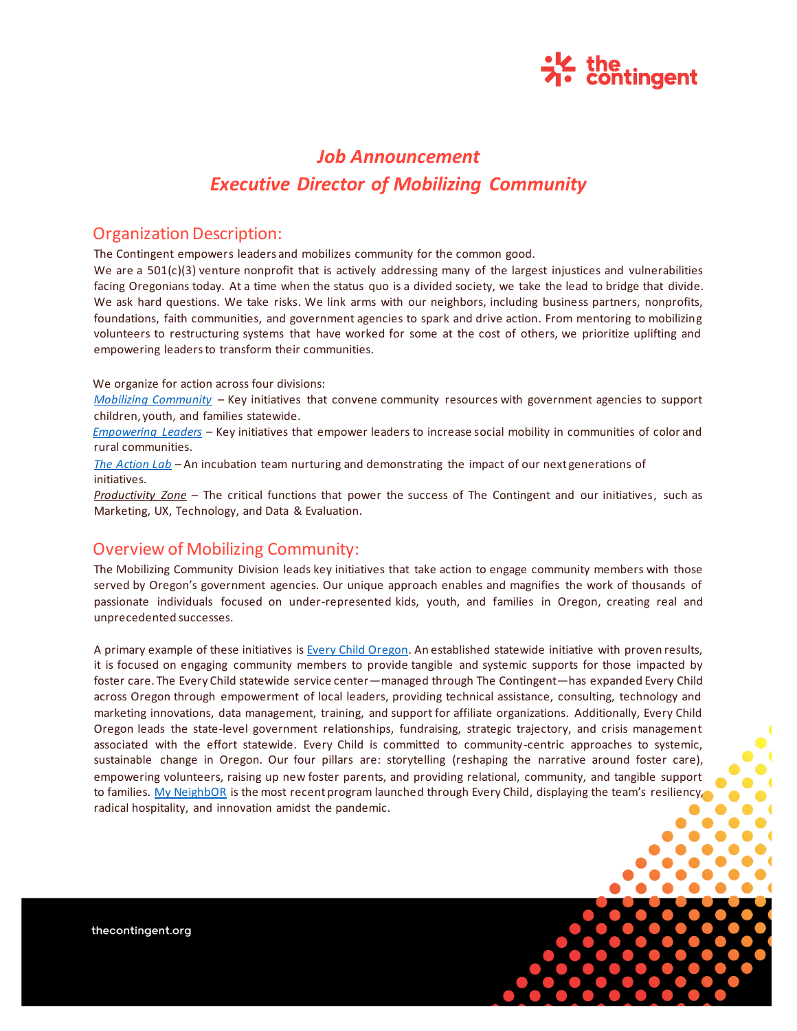# *Job Announcement*
# *Executive Director of Mobilizing Community*

## Organization Description:

The Contingent empowers leaders and mobilizes community for the common good.

We are a 501(c)(3) venture nonprofit that is actively addressing many of the largest injustices and vulnerabilities facing Oregonians today. At a time when the status quo is a divided society, we take the lead to bridge that divide. We ask hard questions. We take risks. We link arms with our neighbors, including business partners, nonprofits, foundations, faith communities, and government agencies to spark and drive action. From mentoring to mobilizing volunteers to restructuring systems that have worked for some at the cost of others, we prioritize uplifting and empowering leaders to transform their communities.

We organize for action across four divisions:

*Mobilizing Community* – Key initiatives that convene community resources with government agencies to support children, youth, and families statewide.

*Empowering Leaders* – Key initiatives that empower leaders to increase social mobility in communities of color and rural communities.

*The Action Lab* – An incubation team nurturing and demonstrating the impact of our next generations of initiatives.

*Productivity Zone* – The critical functions that power the success of The Contingent and our initiatives, such as Marketing, UX, Technology, and Data & Evaluation.

## Overview of Mobilizing Community:

The Mobilizing Community Division leads key initiatives that take action to engage community members with those served by Oregon's government agencies. Our unique approach enables and magnifies the work of thousands of passionate individuals focused on under-represented kids, youth, and families in Oregon, creating real and unprecedented successes.

A primary example of these initiatives is Every Child Oregon. An established statewide initiative with proven results, it is focused on engaging community members to provide tangible and systemic supports for those impacted by foster care. The Every Child statewide service center—managed through The Contingent—has expanded Every Child across Oregon through empowerment of local leaders, providing technical assistance, consulting, technology and marketing innovations, data management, training, and support for affiliate organizations. Additionally, Every Child Oregon leads the state-level government relationships, fundraising, strategic trajectory, and crisis management associated with the effort statewide. Every Child is committed to community-centric approaches to systemic, sustainable change in Oregon. Our four pillars are: storytelling (reshaping the narrative around foster care), empowering volunteers, raising up new foster parents, and providing relational, community, and tangible support to families. My NeighbOR is the most recent program launched through Every Child, displaying the team's resiliency, radical hospitality, and innovation amidst the pandemic.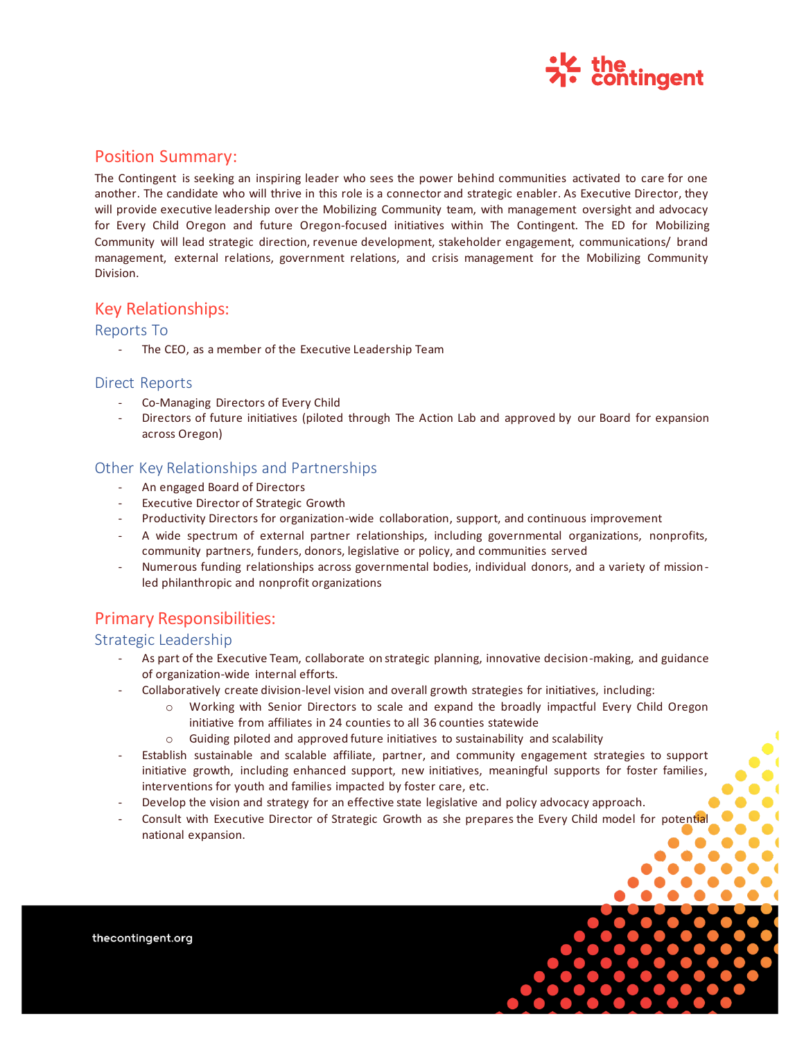## Position Summary:

The Contingent is seeking an inspiring leader who sees the power behind communities activated to care for one another. The candidate who will thrive in this role is a connector and strategic enabler. As Executive Director, they will provide executive leadership over the Mobilizing Community team, with management oversight and advocacy for Every Child Oregon and future Oregon-focused initiatives within The Contingent. The ED for Mobilizing Community will lead strategic direction, revenue development, stakeholder engagement, communications/ brand management, external relations, government relations, and crisis management for the Mobilizing Community Division.

## Key Relationships:

### Reports To

- The CEO, as a member of the Executive Leadership Team

### Direct Reports

- Co-Managing Directors of Every Child
- Directors of future initiatives (piloted through The Action Lab and approved by our Board for expansion across Oregon)

### Other Key Relationships and Partnerships

- An engaged Board of Directors
- Executive Director of Strategic Growth
- Productivity Directors for organization-wide collaboration, support, and continuous improvement
- A wide spectrum of external partner relationships, including governmental organizations, nonprofits, community partners, funders, donors, legislative or policy, and communities served
- Numerous funding relationships across governmental bodies, individual donors, and a variety of mission-led philanthropic and nonprofit organizations

## Primary Responsibilities:

### Strategic Leadership

- As part of the Executive Team, collaborate on strategic planning, innovative decision-making, and guidance of organization-wide internal efforts.
- Collaboratively create division-level vision and overall growth strategies for initiatives, including:
  - Working with Senior Directors to scale and expand the broadly impactful Every Child Oregon initiative from affiliates in 24 counties to all 36 counties statewide
  - Guiding piloted and approved future initiatives to sustainability and scalability
- Establish sustainable and scalable affiliate, partner, and community engagement strategies to support initiative growth, including enhanced support, new initiatives, meaningful supports for foster families, interventions for youth and families impacted by foster care, etc.
- Develop the vision and strategy for an effective state legislative and policy advocacy approach.
- Consult with Executive Director of Strategic Growth as she prepares the Every Child model for potential national expansion.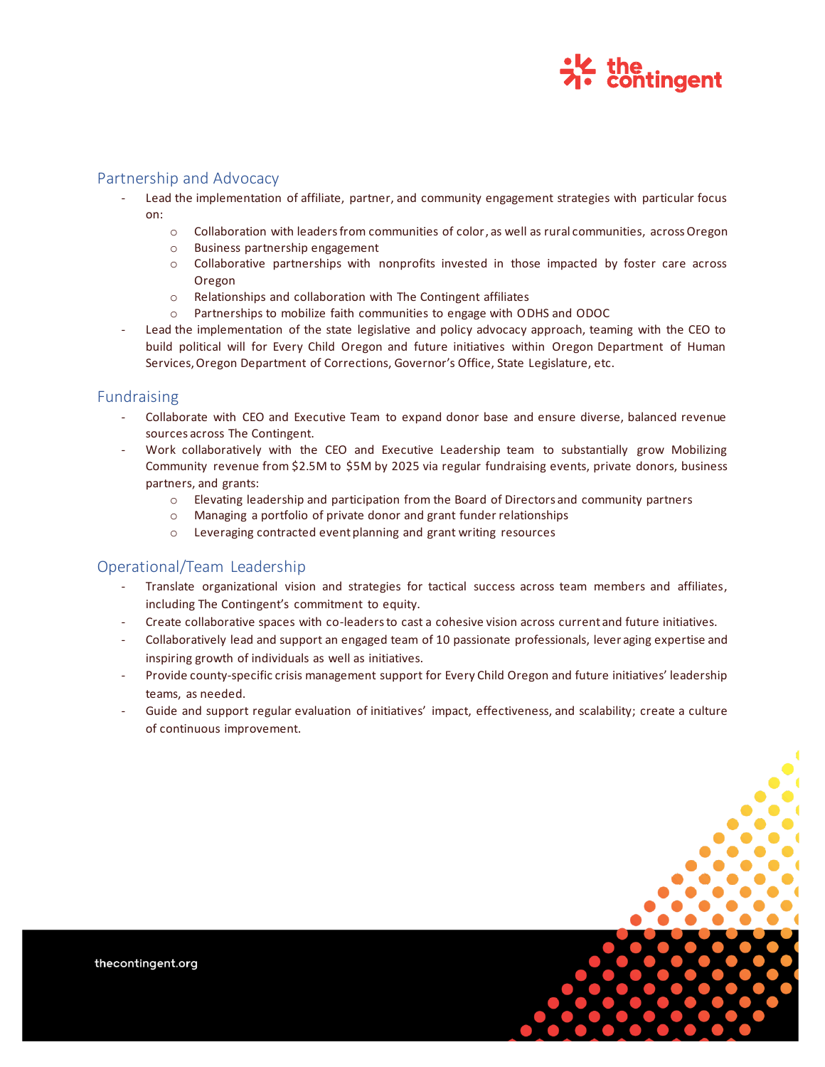## Partnership and Advocacy

- Lead the implementation of affiliate, partner, and community engagement strategies with particular focus on:
  - Collaboration with leaders from communities of color, as well as rural communities, across Oregon
  - Business partnership engagement
  - Collaborative partnerships with nonprofits invested in those impacted by foster care across Oregon
  - Relationships and collaboration with The Contingent affiliates
  - Partnerships to mobilize faith communities to engage with ODHS and ODOC
- Lead the implementation of the state legislative and policy advocacy approach, teaming with the CEO to build political will for Every Child Oregon and future initiatives within Oregon Department of Human Services, Oregon Department of Corrections, Governor's Office, State Legislature, etc.

## Fundraising

- Collaborate with CEO and Executive Team to expand donor base and ensure diverse, balanced revenue sources across The Contingent.
- Work collaboratively with the CEO and Executive Leadership team to substantially grow Mobilizing Community revenue from $2.5M to $5M by 2025 via regular fundraising events, private donors, business partners, and grants:
  - Elevating leadership and participation from the Board of Directors and community partners
  - Managing a portfolio of private donor and grant funder relationships
  - Leveraging contracted event planning and grant writing resources

## Operational/Team Leadership

- Translate organizational vision and strategies for tactical success across team members and affiliates, including The Contingent's commitment to equity.
- Create collaborative spaces with co-leaders to cast a cohesive vision across current and future initiatives.
- Collaboratively lead and support an engaged team of 10 passionate professionals, leveraging expertise and inspiring growth of individuals as well as initiatives.
- Provide county-specific crisis management support for Every Child Oregon and future initiatives' leadership teams, as needed.
- Guide and support regular evaluation of initiatives' impact, effectiveness, and scalability; create a culture of continuous improvement.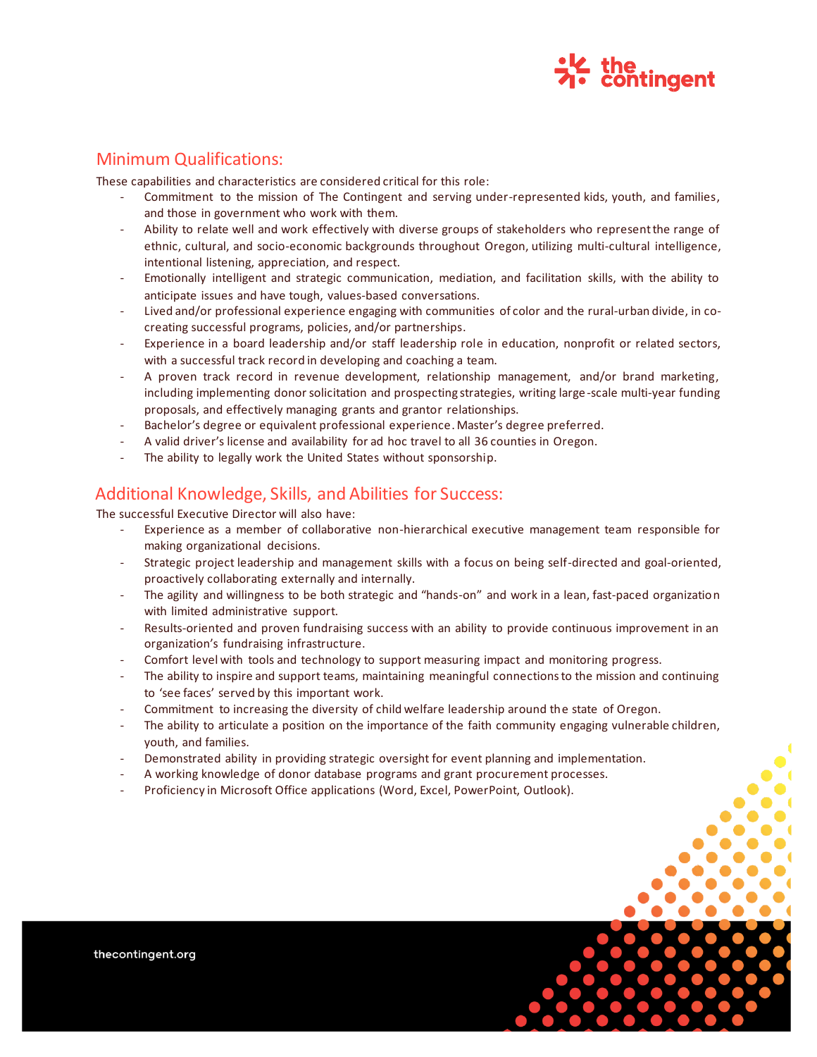## Minimum Qualifications:

These capabilities and characteristics are considered critical for this role:

- Commitment to the mission of The Contingent and serving under-represented kids, youth, and families, and those in government who work with them.
- Ability to relate well and work effectively with diverse groups of stakeholders who represent the range of ethnic, cultural, and socio-economic backgrounds throughout Oregon, utilizing multi-cultural intelligence, intentional listening, appreciation, and respect.
- Emotionally intelligent and strategic communication, mediation, and facilitation skills, with the ability to anticipate issues and have tough, values-based conversations.
- Lived and/or professional experience engaging with communities of color and the rural-urban divide, in co-creating successful programs, policies, and/or partnerships.
- Experience in a board leadership and/or staff leadership role in education, nonprofit or related sectors, with a successful track record in developing and coaching a team.
- A proven track record in revenue development, relationship management, and/or brand marketing, including implementing donor solicitation and prospecting strategies, writing large-scale multi-year funding proposals, and effectively managing grants and grantor relationships.
- Bachelor's degree or equivalent professional experience. Master's degree preferred.
- A valid driver's license and availability for ad hoc travel to all 36 counties in Oregon.
- The ability to legally work the United States without sponsorship.

## Additional Knowledge, Skills, and Abilities for Success:

The successful Executive Director will also have:

- Experience as a member of collaborative non-hierarchical executive management team responsible for making organizational decisions.
- Strategic project leadership and management skills with a focus on being self-directed and goal-oriented, proactively collaborating externally and internally.
- The agility and willingness to be both strategic and "hands-on" and work in a lean, fast-paced organization with limited administrative support.
- Results-oriented and proven fundraising success with an ability to provide continuous improvement in an organization's fundraising infrastructure.
- Comfort level with tools and technology to support measuring impact and monitoring progress.
- The ability to inspire and support teams, maintaining meaningful connections to the mission and continuing to 'see faces' served by this important work.
- Commitment to increasing the diversity of child welfare leadership around the state of Oregon.
- The ability to articulate a position on the importance of the faith community engaging vulnerable children, youth, and families.
- Demonstrated ability in providing strategic oversight for event planning and implementation.
- A working knowledge of donor database programs and grant procurement processes.
- Proficiency in Microsoft Office applications (Word, Excel, PowerPoint, Outlook).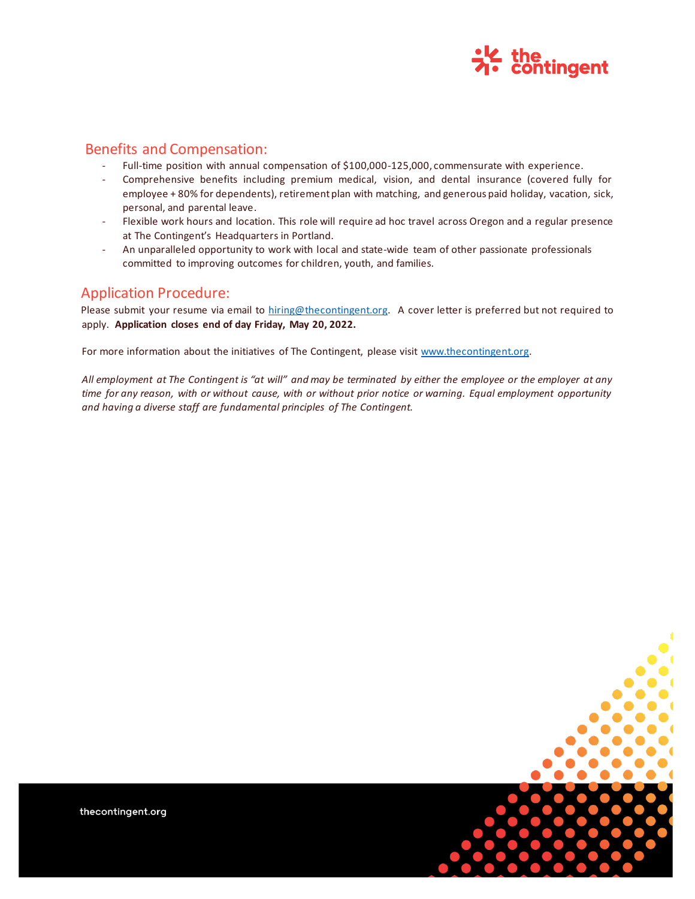## Benefits and Compensation:

- Full-time position with annual compensation of $100,000-125,000, commensurate with experience.
- Comprehensive benefits including premium medical, vision, and dental insurance (covered fully for employee + 80% for dependents), retirement plan with matching, and generous paid holiday, vacation, sick, personal, and parental leave.
- Flexible work hours and location. This role will require ad hoc travel across Oregon and a regular presence at The Contingent's Headquarters in Portland.
- An unparalleled opportunity to work with local and state-wide team of other passionate professionals committed to improving outcomes for children, youth, and families.

## Application Procedure:

Please submit your resume via email to [hiring@thecontingent.org](mailto:hiring@thecontingent.org). A cover letter is preferred but not required to apply. **Application closes end of day Friday, May 20, 2022.**

For more information about the initiatives of The Contingent, please visit [www.thecontingent.org](http://www.thecontingent.org).

*All employment at The Contingent is "at will" and may be terminated by either the employee or the employer at any time for any reason, with or without cause, with or without prior notice or warning. Equal employment opportunity and having a diverse staff are fundamental principles of The Contingent.*